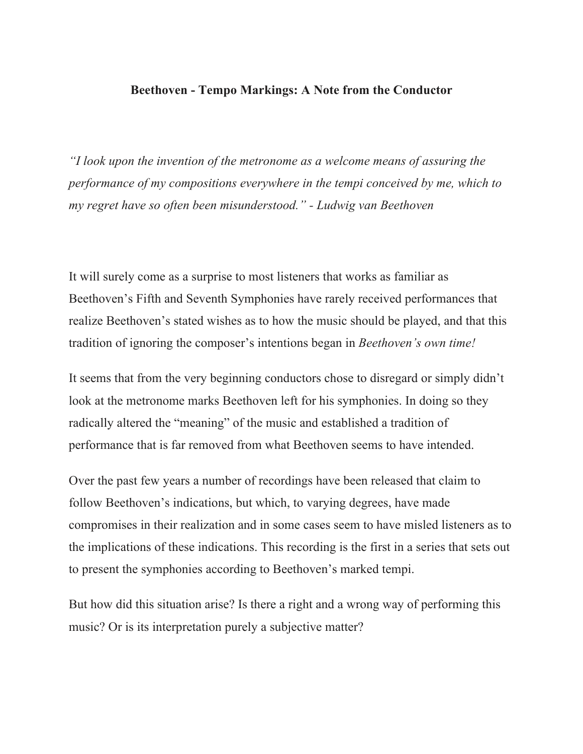# Beethoven - Tempo Markings: A Note from the Conductor

*"I look upon the invention of the metronome as a welcome means of assuring the performance of my compositions everywhere in the tempi conceived by me, which to my regret have so often been misunderstood." - Ludwig van Beethoven*

It will surely come as a surprise to most listeners that works as familiar as Beethoven's Fifth and Seventh Symphonies have rarely received performances that realize Beethoven's stated wishes as to how the music should be played, and that this tradition of ignoring the composer's intentions began in *Beethoven's own time!*

It seems that from the very beginning conductors chose to disregard or simply didn't look at the metronome marks Beethoven left for his symphonies. In doing so they radically altered the "meaning" of the music and established a tradition of performance that is far removed from what Beethoven seems to have intended.

Over the past few years a number of recordings have been released that claim to follow Beethoven's indications, but which, to varying degrees, have made compromises in their realization and in some cases seem to have misled listeners as to the implications of these indications. This recording is the first in a series that sets out to present the symphonies according to Beethoven's marked tempi.

But how did this situation arise? Is there a right and a wrong way of performing this music? Or is its interpretation purely a subjective matter?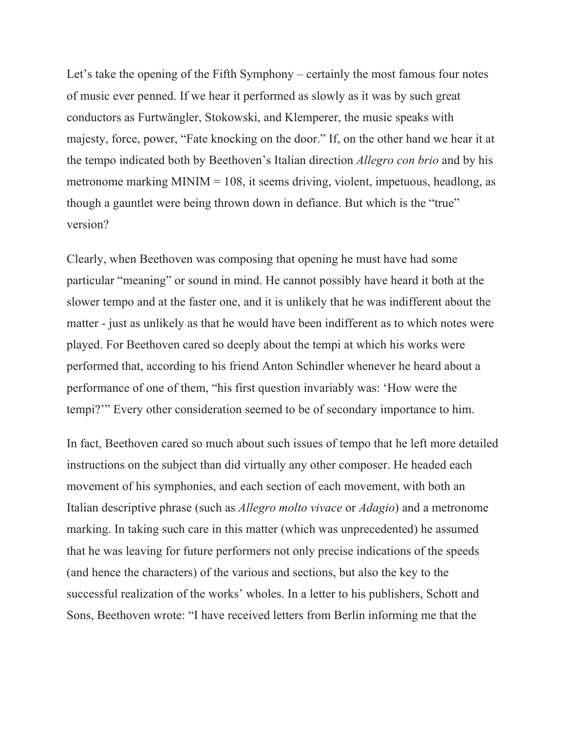Let's take the opening of the Fifth Symphony – certainly the most famous four notes of music ever penned. If we hear it performed as slowly as it was by such great conductors as Furtwängler, Stokowski, and Klemperer, the music speaks with majesty, force, power, "Fate knocking on the door." If, on the other hand we hear it at the tempo indicated both by Beethoven's Italian direction *Allegro con brio* and by his metronome marking MINIM = 108, it seems driving, violent, impetuous, headlong, as though a gauntlet were being thrown down in defiance. But which is the "true" version?

Clearly, when Beethoven was composing that opening he must have had some particular "meaning" or sound in mind. He cannot possibly have heard it both at the slower tempo and at the faster one, and it is unlikely that he was indifferent about the matter - just as unlikely as that he would have been indifferent as to which notes were played. For Beethoven cared so deeply about the tempi at which his works were performed that, according to his friend Anton Schindler whenever he heard about a performance of one of them, "his first question invariably was: 'How were the tempi?'" Every other consideration seemed to be of secondary importance to him.

In fact, Beethoven cared so much about such issues of tempo that he left more detailed instructions on the subject than did virtually any other composer. He headed each movement of his symphonies, and each section of each movement, with both an Italian descriptive phrase (such as *Allegro molto vivace* or *Adagio*) and a metronome marking. In taking such care in this matter (which was unprecedented) he assumed that he was leaving for future performers not only precise indications of the speeds (and hence the characters) of the various and sections, but also the key to the successful realization of the works' wholes. In a letter to his publishers, Schott and Sons, Beethoven wrote: "I have received letters from Berlin informing me that the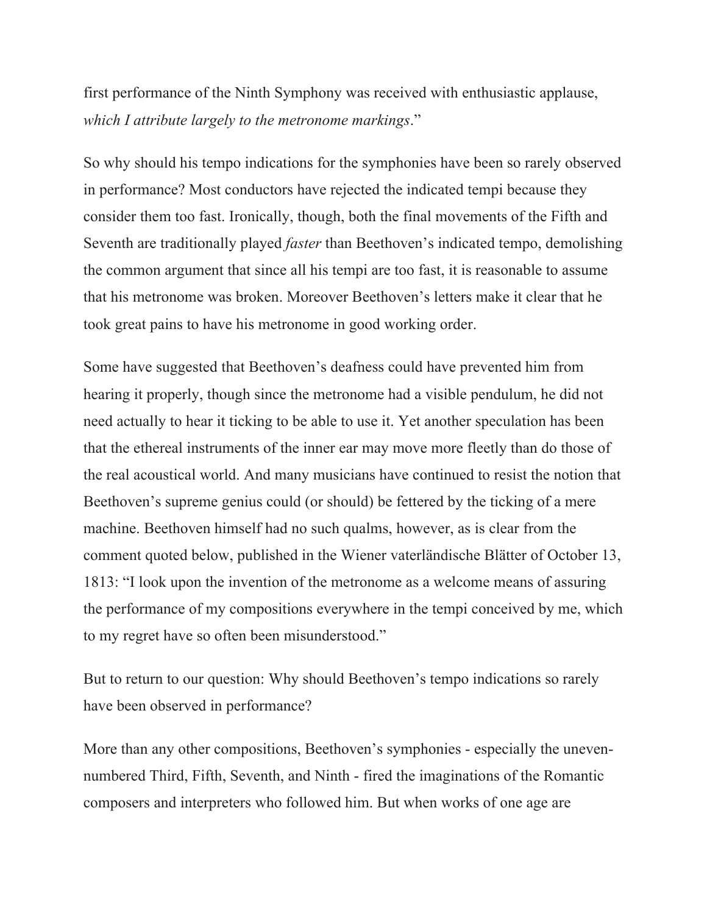first performance of the Ninth Symphony was received with enthusiastic applause, *which I attribute largely to the metronome markings*."

So why should his tempo indications for the symphonies have been so rarely observed in performance? Most conductors have rejected the indicated tempi because they consider them too fast. Ironically, though, both the final movements of the Fifth and Seventh are traditionally played *faster* than Beethoven's indicated tempo, demolishing the common argument that since all his tempi are too fast, it is reasonable to assume that his metronome was broken. Moreover Beethoven's letters make it clear that he took great pains to have his metronome in good working order.

Some have suggested that Beethoven's deafness could have prevented him from hearing it properly, though since the metronome had a visible pendulum, he did not need actually to hear it ticking to be able to use it. Yet another speculation has been that the ethereal instruments of the inner ear may move more fleetly than do those of the real acoustical world. And many musicians have continued to resist the notion that Beethoven's supreme genius could (or should) be fettered by the ticking of a mere machine. Beethoven himself had no such qualms, however, as is clear from the comment quoted below, published in the Wiener vaterländische Blätter of October 13, 1813: "I look upon the invention of the metronome as a welcome means of assuring the performance of my compositions everywhere in the tempi conceived by me, which to my regret have so often been misunderstood."

But to return to our question: Why should Beethoven's tempo indications so rarely have been observed in performance?

More than any other compositions, Beethoven's symphonies - especially the uneven-numbered Third, Fifth, Seventh, and Ninth - fired the imaginations of the Romantic composers and interpreters who followed him. But when works of one age are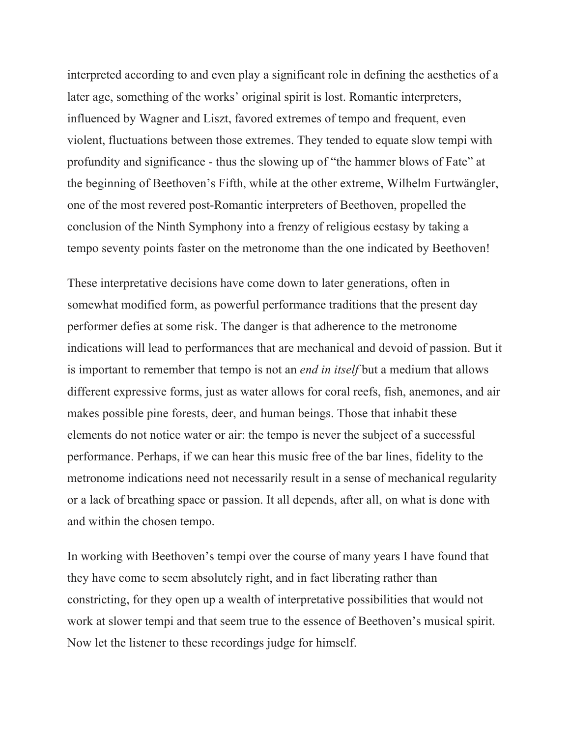interpreted according to and even play a significant role in defining the aesthetics of a later age, something of the works' original spirit is lost. Romantic interpreters, influenced by Wagner and Liszt, favored extremes of tempo and frequent, even violent, fluctuations between those extremes. They tended to equate slow tempi with profundity and significance - thus the slowing up of "the hammer blows of Fate" at the beginning of Beethoven's Fifth, while at the other extreme, Wilhelm Furtwängler, one of the most revered post-Romantic interpreters of Beethoven, propelled the conclusion of the Ninth Symphony into a frenzy of religious ecstasy by taking a tempo seventy points faster on the metronome than the one indicated by Beethoven!

These interpretative decisions have come down to later generations, often in somewhat modified form, as powerful performance traditions that the present day performer defies at some risk. The danger is that adherence to the metronome indications will lead to performances that are mechanical and devoid of passion. But it is important to remember that tempo is not an *end in itself* but a medium that allows different expressive forms, just as water allows for coral reefs, fish, anemones, and air makes possible pine forests, deer, and human beings. Those that inhabit these elements do not notice water or air: the tempo is never the subject of a successful performance. Perhaps, if we can hear this music free of the bar lines, fidelity to the metronome indications need not necessarily result in a sense of mechanical regularity or a lack of breathing space or passion. It all depends, after all, on what is done with and within the chosen tempo.

In working with Beethoven's tempi over the course of many years I have found that they have come to seem absolutely right, and in fact liberating rather than constricting, for they open up a wealth of interpretative possibilities that would not work at slower tempi and that seem true to the essence of Beethoven's musical spirit. Now let the listener to these recordings judge for himself.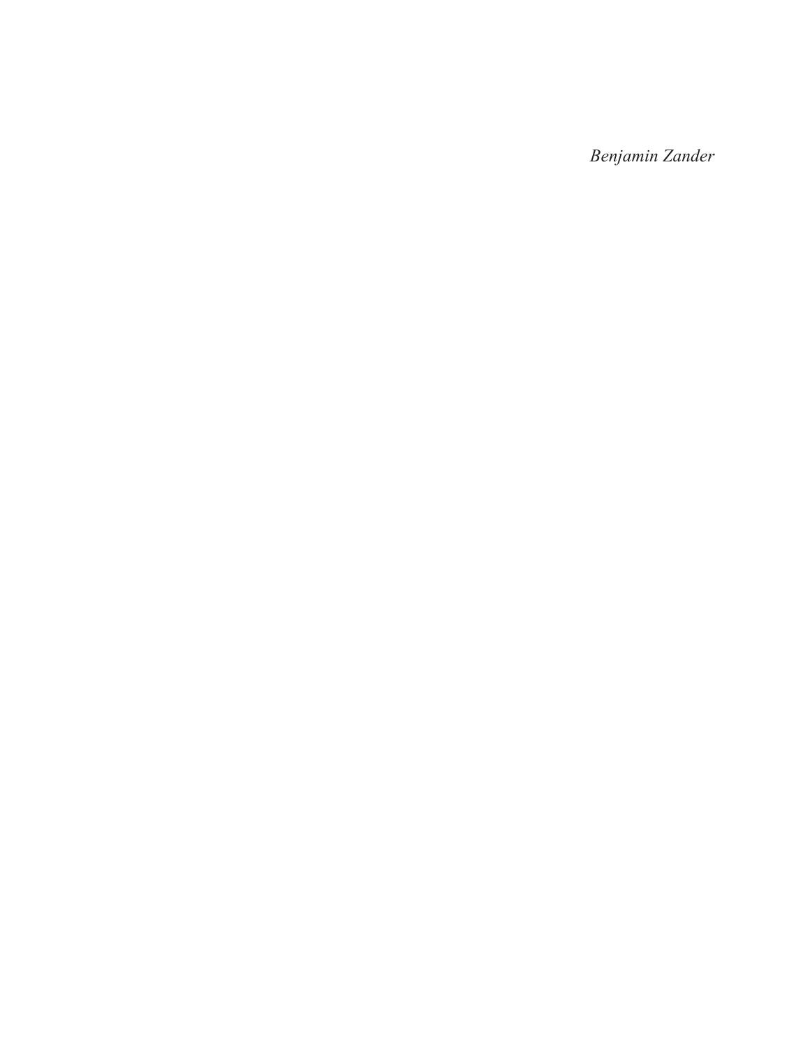*Benjamin Zander*